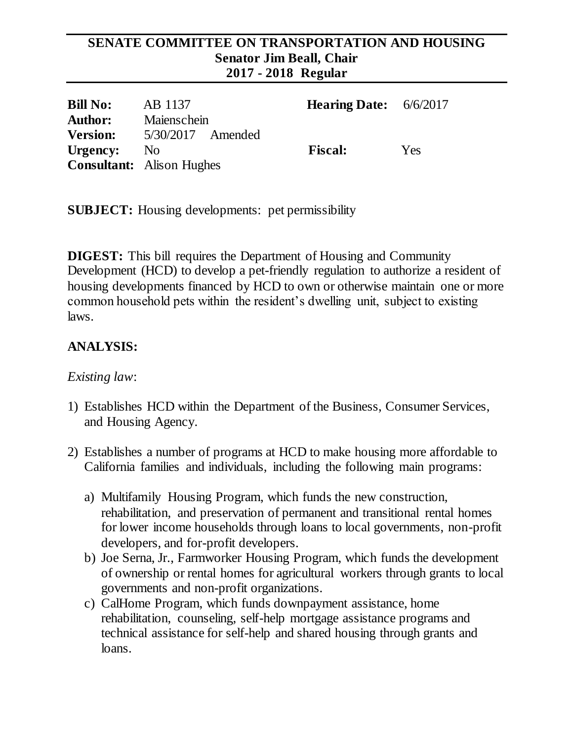# SENATE COMMITTEE ON TRANSPORTATION AND HOUSING
## Senator Jim Beall, Chair
## 2017 - 2018 Regular

| | | | |
|---|---|---|---|
| **Bill No:** | AB 1137 | **Hearing Date:** | 6/6/2017 |
| **Author:** | Maienschein | | |
| **Version:** | 5/30/2017 Amended | | |
| **Urgency:** | No | **Fiscal:** | Yes |
| **Consultant:** | Alison Hughes | | |

**SUBJECT:** Housing developments: pet permissibility

**DIGEST:** This bill requires the Department of Housing and Community Development (HCD) to develop a pet-friendly regulation to authorize a resident of housing developments financed by HCD to own or otherwise maintain one or more common household pets within the resident's dwelling unit, subject to existing laws.

**ANALYSIS:**

*Existing law*:

1) Establishes HCD within the Department of the Business, Consumer Services, and Housing Agency.

2) Establishes a number of programs at HCD to make housing more affordable to California families and individuals, including the following main programs:

   a) Multifamily Housing Program, which funds the new construction, rehabilitation, and preservation of permanent and transitional rental homes for lower income households through loans to local governments, non-profit developers, and for-profit developers.
   b) Joe Serna, Jr., Farmworker Housing Program, which funds the development of ownership or rental homes for agricultural workers through grants to local governments and non-profit organizations.
   c) CalHome Program, which funds downpayment assistance, home rehabilitation, counseling, self-help mortgage assistance programs and technical assistance for self-help and shared housing through grants and loans.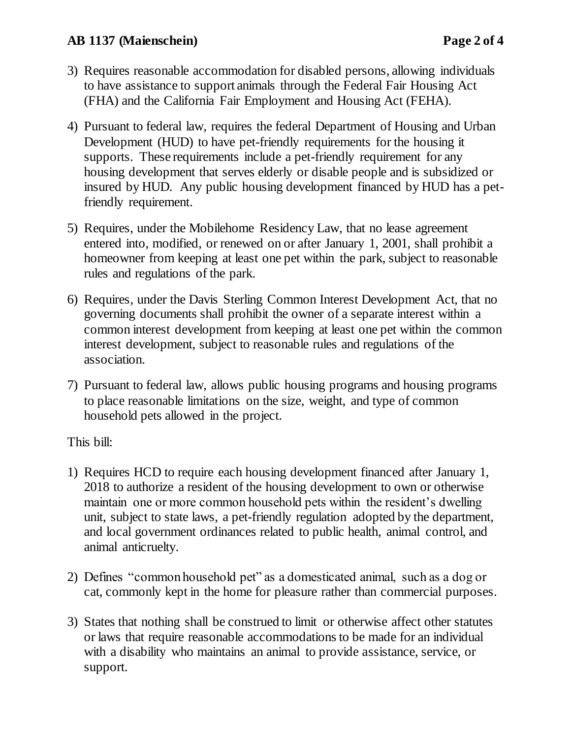3) Requires reasonable accommodation for disabled persons, allowing individuals to have assistance to support animals through the Federal Fair Housing Act (FHA) and the California Fair Employment and Housing Act (FEHA).

4) Pursuant to federal law, requires the federal Department of Housing and Urban Development (HUD) to have pet-friendly requirements for the housing it supports. These requirements include a pet-friendly requirement for any housing development that serves elderly or disable people and is subsidized or insured by HUD. Any public housing development financed by HUD has a pet-friendly requirement.

5) Requires, under the Mobilehome Residency Law, that no lease agreement entered into, modified, or renewed on or after January 1, 2001, shall prohibit a homeowner from keeping at least one pet within the park, subject to reasonable rules and regulations of the park.

6) Requires, under the Davis Sterling Common Interest Development Act, that no governing documents shall prohibit the owner of a separate interest within a common interest development from keeping at least one pet within the common interest development, subject to reasonable rules and regulations of the association.

7) Pursuant to federal law, allows public housing programs and housing programs to place reasonable limitations on the size, weight, and type of common household pets allowed in the project.

This bill:

1) Requires HCD to require each housing development financed after January 1, 2018 to authorize a resident of the housing development to own or otherwise maintain one or more common household pets within the resident's dwelling unit, subject to state laws, a pet-friendly regulation adopted by the department, and local government ordinances related to public health, animal control, and animal anticruelty.

2) Defines "common household pet" as a domesticated animal, such as a dog or cat, commonly kept in the home for pleasure rather than commercial purposes.

3) States that nothing shall be construed to limit or otherwise affect other statutes or laws that require reasonable accommodations to be made for an individual with a disability who maintains an animal to provide assistance, service, or support.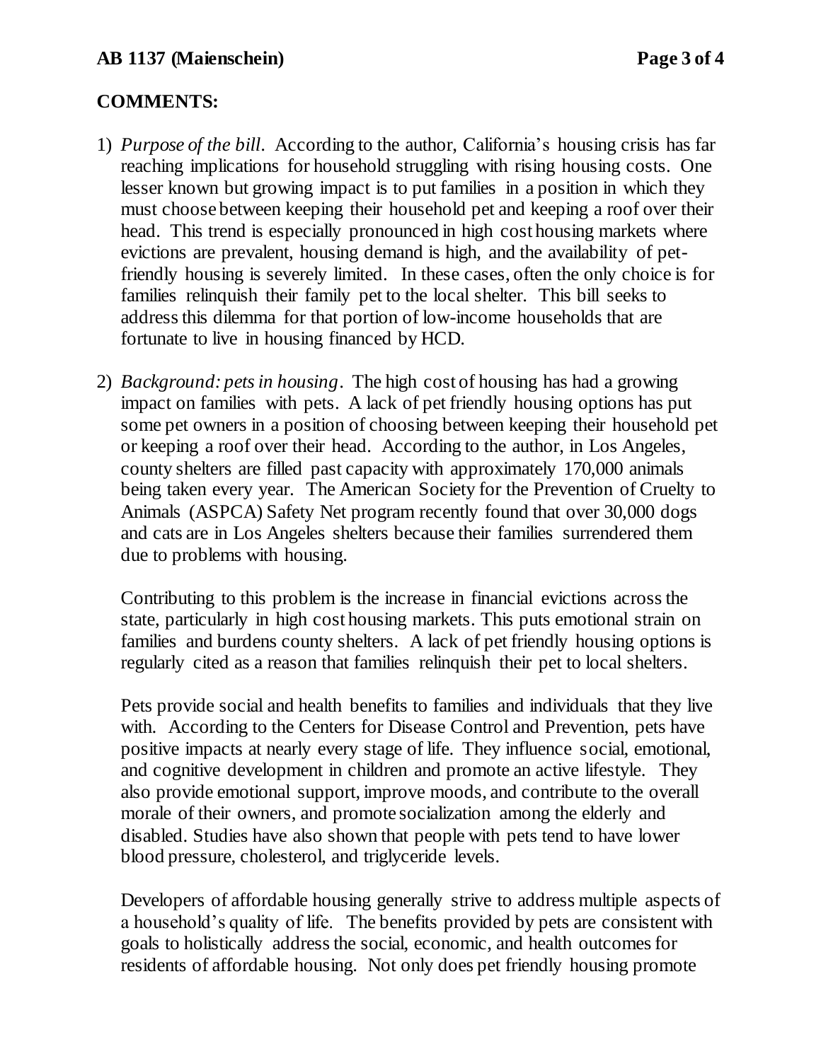## COMMENTS:

1) *Purpose of the bill*. According to the author, California's housing crisis has far reaching implications for household struggling with rising housing costs. One lesser known but growing impact is to put families in a position in which they must choose between keeping their household pet and keeping a roof over their head. This trend is especially pronounced in high cost housing markets where evictions are prevalent, housing demand is high, and the availability of pet-friendly housing is severely limited. In these cases, often the only choice is for families relinquish their family pet to the local shelter. This bill seeks to address this dilemma for that portion of low-income households that are fortunate to live in housing financed by HCD.

2) *Background: pets in housing*. The high cost of housing has had a growing impact on families with pets. A lack of pet friendly housing options has put some pet owners in a position of choosing between keeping their household pet or keeping a roof over their head. According to the author, in Los Angeles, county shelters are filled past capacity with approximately 170,000 animals being taken every year. The American Society for the Prevention of Cruelty to Animals (ASPCA) Safety Net program recently found that over 30,000 dogs and cats are in Los Angeles shelters because their families surrendered them due to problems with housing.

   Contributing to this problem is the increase in financial evictions across the state, particularly in high cost housing markets. This puts emotional strain on families and burdens county shelters. A lack of pet friendly housing options is regularly cited as a reason that families relinquish their pet to local shelters.

   Pets provide social and health benefits to families and individuals that they live with. According to the Centers for Disease Control and Prevention, pets have positive impacts at nearly every stage of life. They influence social, emotional, and cognitive development in children and promote an active lifestyle. They also provide emotional support, improve moods, and contribute to the overall morale of their owners, and promote socialization among the elderly and disabled. Studies have also shown that people with pets tend to have lower blood pressure, cholesterol, and triglyceride levels.

   Developers of affordable housing generally strive to address multiple aspects of a household's quality of life. The benefits provided by pets are consistent with goals to holistically address the social, economic, and health outcomes for residents of affordable housing. Not only does pet friendly housing promote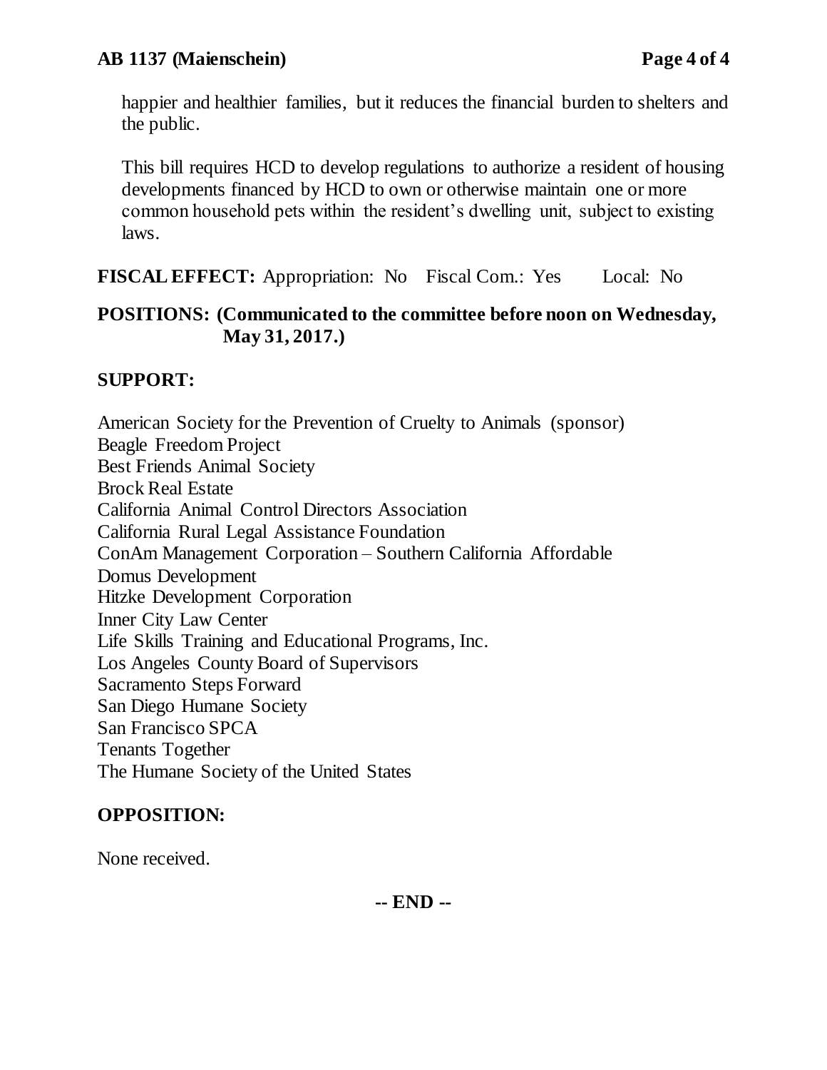happier and healthier families, but it reduces the financial burden to shelters and the public.

This bill requires HCD to develop regulations to authorize a resident of housing developments financed by HCD to own or otherwise maintain one or more common household pets within the resident's dwelling unit, subject to existing laws.

**FISCAL EFFECT:** Appropriation: No Fiscal Com.: Yes Local: No

**POSITIONS: (Communicated to the committee before noon on Wednesday, May 31, 2017.)**

**SUPPORT:**

American Society for the Prevention of Cruelty to Animals (sponsor)
Beagle Freedom Project
Best Friends Animal Society
Brock Real Estate
California Animal Control Directors Association
California Rural Legal Assistance Foundation
ConAm Management Corporation – Southern California Affordable
Domus Development
Hitzke Development Corporation
Inner City Law Center
Life Skills Training and Educational Programs, Inc.
Los Angeles County Board of Supervisors
Sacramento Steps Forward
San Diego Humane Society
San Francisco SPCA
Tenants Together
The Humane Society of the United States

**OPPOSITION:**

None received.

**-- END --**